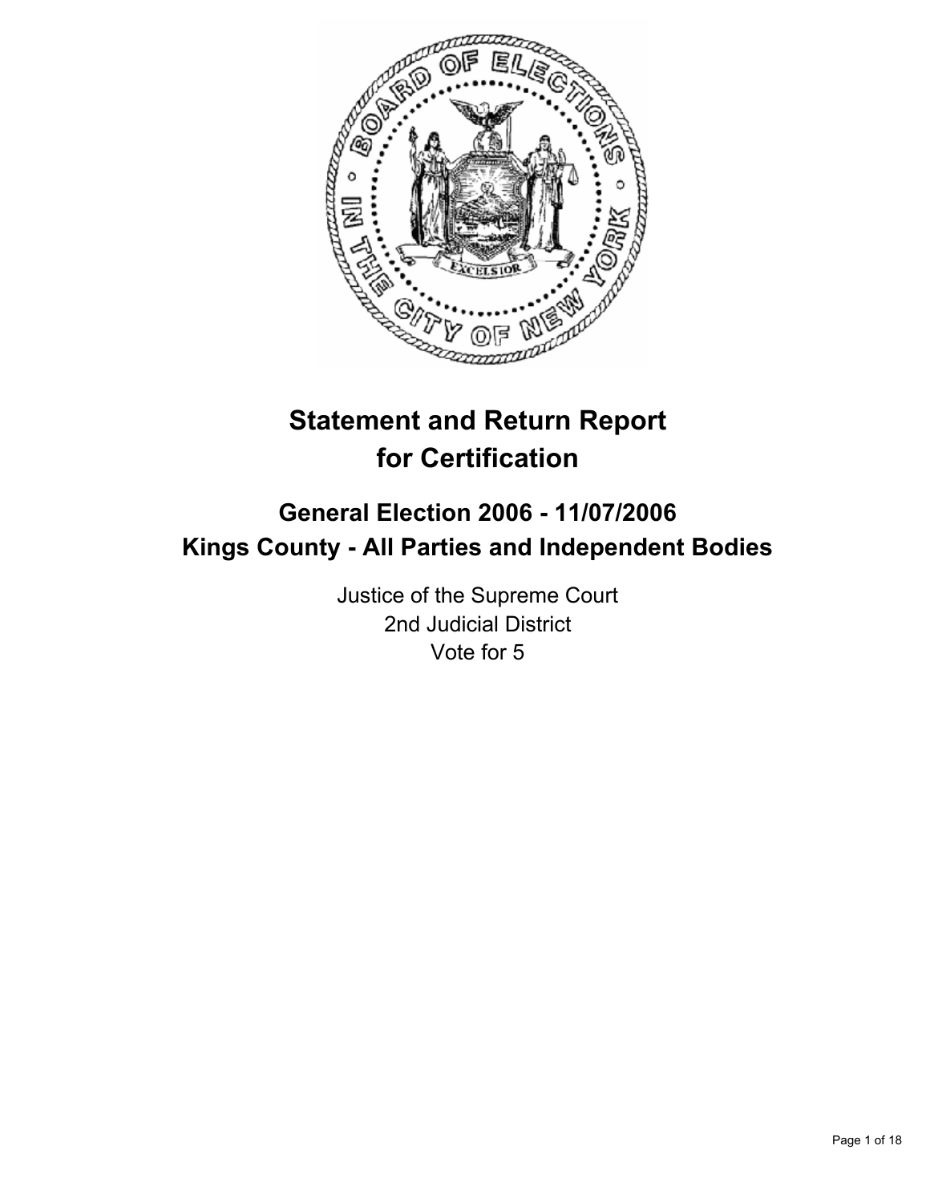# Statement and Return Report for Certification

## General Election 2006 - 11/07/2006
## Kings County - All Parties and Independent Bodies

Justice of the Supreme Court
2nd Judicial District
Vote for 5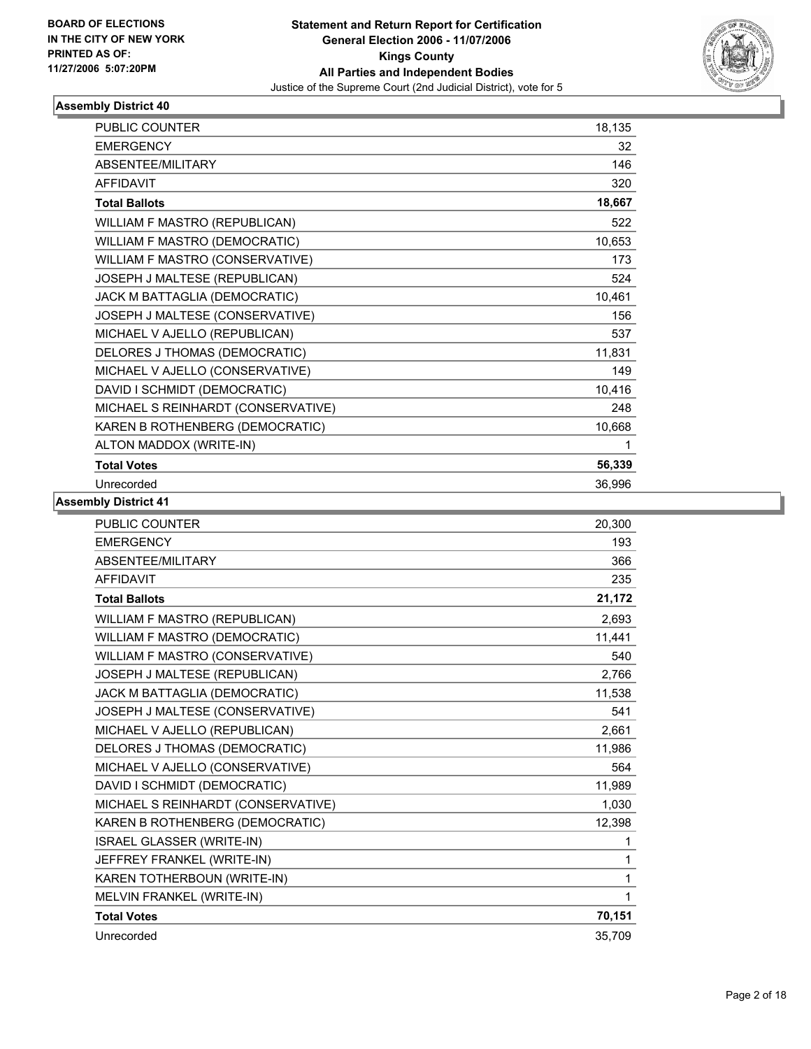BOARD OF ELECTIONS
IN THE CITY OF NEW YORK
PRINTED AS OF:
11/27/2006 5:07:20PM

# Statement and Return Report for Certification
## General Election 2006 - 11/07/2006
## Kings County
## All Parties and Independent Bodies
Justice of the Supreme Court (2nd Judicial District), vote for 5

### Assembly District 40

| | |
|---|---|
| PUBLIC COUNTER | 18,135 |
| EMERGENCY | 32 |
| ABSENTEE/MILITARY | 146 |
| AFFIDAVIT | 320 |
| **Total Ballots** | **18,667** |
| WILLIAM F MASTRO (REPUBLICAN) | 522 |
| WILLIAM F MASTRO (DEMOCRATIC) | 10,653 |
| WILLIAM F MASTRO (CONSERVATIVE) | 173 |
| JOSEPH J MALTESE (REPUBLICAN) | 524 |
| JACK M BATTAGLIA (DEMOCRATIC) | 10,461 |
| JOSEPH J MALTESE (CONSERVATIVE) | 156 |
| MICHAEL V AJELLO (REPUBLICAN) | 537 |
| DELORES J THOMAS (DEMOCRATIC) | 11,831 |
| MICHAEL V AJELLO (CONSERVATIVE) | 149 |
| DAVID I SCHMIDT (DEMOCRATIC) | 10,416 |
| MICHAEL S REINHARDT (CONSERVATIVE) | 248 |
| KAREN B ROTHENBERG (DEMOCRATIC) | 10,668 |
| ALTON MADDOX (WRITE-IN) | 1 |
| **Total Votes** | **56,339** |
| Unrecorded | 36,996 |

### Assembly District 41

| | |
|---|---|
| PUBLIC COUNTER | 20,300 |
| EMERGENCY | 193 |
| ABSENTEE/MILITARY | 366 |
| AFFIDAVIT | 235 |
| **Total Ballots** | **21,172** |
| WILLIAM F MASTRO (REPUBLICAN) | 2,693 |
| WILLIAM F MASTRO (DEMOCRATIC) | 11,441 |
| WILLIAM F MASTRO (CONSERVATIVE) | 540 |
| JOSEPH J MALTESE (REPUBLICAN) | 2,766 |
| JACK M BATTAGLIA (DEMOCRATIC) | 11,538 |
| JOSEPH J MALTESE (CONSERVATIVE) | 541 |
| MICHAEL V AJELLO (REPUBLICAN) | 2,661 |
| DELORES J THOMAS (DEMOCRATIC) | 11,986 |
| MICHAEL V AJELLO (CONSERVATIVE) | 564 |
| DAVID I SCHMIDT (DEMOCRATIC) | 11,989 |
| MICHAEL S REINHARDT (CONSERVATIVE) | 1,030 |
| KAREN B ROTHENBERG (DEMOCRATIC) | 12,398 |
| ISRAEL GLASSER (WRITE-IN) | 1 |
| JEFFREY FRANKEL (WRITE-IN) | 1 |
| KAREN TOTHERBOUN (WRITE-IN) | 1 |
| MELVIN FRANKEL (WRITE-IN) | 1 |
| **Total Votes** | **70,151** |
| Unrecorded | 35,709 |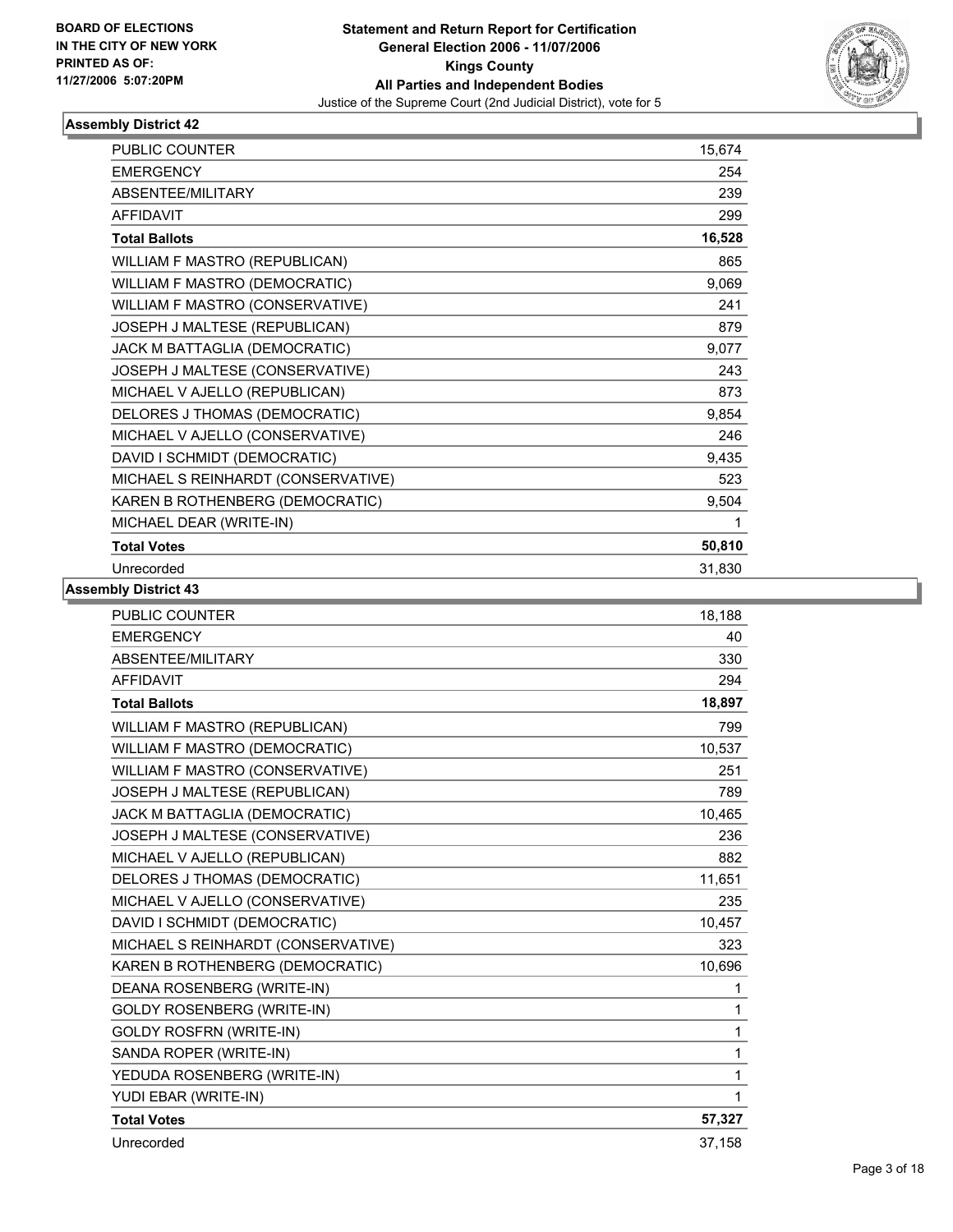BOARD OF ELECTIONS
IN THE CITY OF NEW YORK
PRINTED AS OF:
11/27/2006 5:07:20PM

**Statement and Return Report for Certification**
**General Election 2006 - 11/07/2006**
**Kings County**
**All Parties and Independent Bodies**
Justice of the Supreme Court (2nd Judicial District), vote for 5

### Assembly District 42

| | |
|---|---|
| PUBLIC COUNTER | 15,674 |
| EMERGENCY | 254 |
| ABSENTEE/MILITARY | 239 |
| AFFIDAVIT | 299 |
| **Total Ballots** | **16,528** |
| WILLIAM F MASTRO (REPUBLICAN) | 865 |
| WILLIAM F MASTRO (DEMOCRATIC) | 9,069 |
| WILLIAM F MASTRO (CONSERVATIVE) | 241 |
| JOSEPH J MALTESE (REPUBLICAN) | 879 |
| JACK M BATTAGLIA (DEMOCRATIC) | 9,077 |
| JOSEPH J MALTESE (CONSERVATIVE) | 243 |
| MICHAEL V AJELLO (REPUBLICAN) | 873 |
| DELORES J THOMAS (DEMOCRATIC) | 9,854 |
| MICHAEL V AJELLO (CONSERVATIVE) | 246 |
| DAVID I SCHMIDT (DEMOCRATIC) | 9,435 |
| MICHAEL S REINHARDT (CONSERVATIVE) | 523 |
| KAREN B ROTHENBERG (DEMOCRATIC) | 9,504 |
| MICHAEL DEAR (WRITE-IN) | 1 |
| **Total Votes** | **50,810** |
| Unrecorded | 31,830 |

### Assembly District 43

| | |
|---|---|
| PUBLIC COUNTER | 18,188 |
| EMERGENCY | 40 |
| ABSENTEE/MILITARY | 330 |
| AFFIDAVIT | 294 |
| **Total Ballots** | **18,897** |
| WILLIAM F MASTRO (REPUBLICAN) | 799 |
| WILLIAM F MASTRO (DEMOCRATIC) | 10,537 |
| WILLIAM F MASTRO (CONSERVATIVE) | 251 |
| JOSEPH J MALTESE (REPUBLICAN) | 789 |
| JACK M BATTAGLIA (DEMOCRATIC) | 10,465 |
| JOSEPH J MALTESE (CONSERVATIVE) | 236 |
| MICHAEL V AJELLO (REPUBLICAN) | 882 |
| DELORES J THOMAS (DEMOCRATIC) | 11,651 |
| MICHAEL V AJELLO (CONSERVATIVE) | 235 |
| DAVID I SCHMIDT (DEMOCRATIC) | 10,457 |
| MICHAEL S REINHARDT (CONSERVATIVE) | 323 |
| KAREN B ROTHENBERG (DEMOCRATIC) | 10,696 |
| DEANA ROSENBERG (WRITE-IN) | 1 |
| GOLDY ROSENBERG (WRITE-IN) | 1 |
| GOLDY ROSFRN (WRITE-IN) | 1 |
| SANDA ROPER (WRITE-IN) | 1 |
| YEDUDA ROSENBERG (WRITE-IN) | 1 |
| YUDI EBAR (WRITE-IN) | 1 |
| **Total Votes** | **57,327** |
| Unrecorded | 37,158 |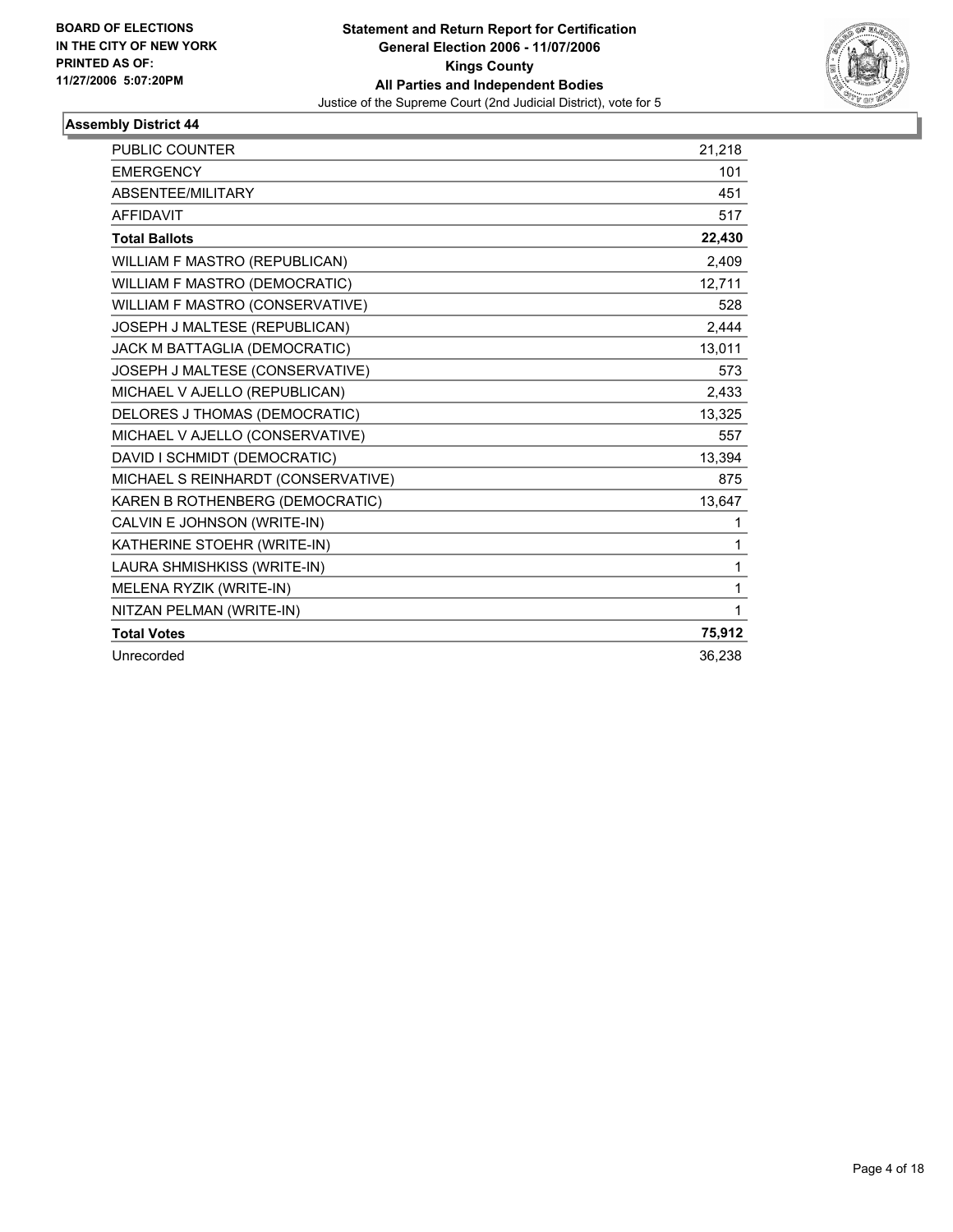**BOARD OF ELECTIONS IN THE CITY OF NEW YORK PRINTED AS OF: 11/27/2006 5:07:20PM**

**Statement and Return Report for Certification**
**General Election 2006 - 11/07/2006**
**Kings County**
**All Parties and Independent Bodies**
Justice of the Supreme Court (2nd Judicial District), vote for 5

### Assembly District 44

| | |
|---|---|
| PUBLIC COUNTER | 21,218 |
| EMERGENCY | 101 |
| ABSENTEE/MILITARY | 451 |
| AFFIDAVIT | 517 |
| **Total Ballots** | **22,430** |
| WILLIAM F MASTRO (REPUBLICAN) | 2,409 |
| WILLIAM F MASTRO (DEMOCRATIC) | 12,711 |
| WILLIAM F MASTRO (CONSERVATIVE) | 528 |
| JOSEPH J MALTESE (REPUBLICAN) | 2,444 |
| JACK M BATTAGLIA (DEMOCRATIC) | 13,011 |
| JOSEPH J MALTESE (CONSERVATIVE) | 573 |
| MICHAEL V AJELLO (REPUBLICAN) | 2,433 |
| DELORES J THOMAS (DEMOCRATIC) | 13,325 |
| MICHAEL V AJELLO (CONSERVATIVE) | 557 |
| DAVID I SCHMIDT (DEMOCRATIC) | 13,394 |
| MICHAEL S REINHARDT (CONSERVATIVE) | 875 |
| KAREN B ROTHENBERG (DEMOCRATIC) | 13,647 |
| CALVIN E JOHNSON (WRITE-IN) | 1 |
| KATHERINE STOEHR (WRITE-IN) | 1 |
| LAURA SHMISHKISS (WRITE-IN) | 1 |
| MELENA RYZIK (WRITE-IN) | 1 |
| NITZAN PELMAN (WRITE-IN) | 1 |
| **Total Votes** | **75,912** |
| Unrecorded | 36,238 |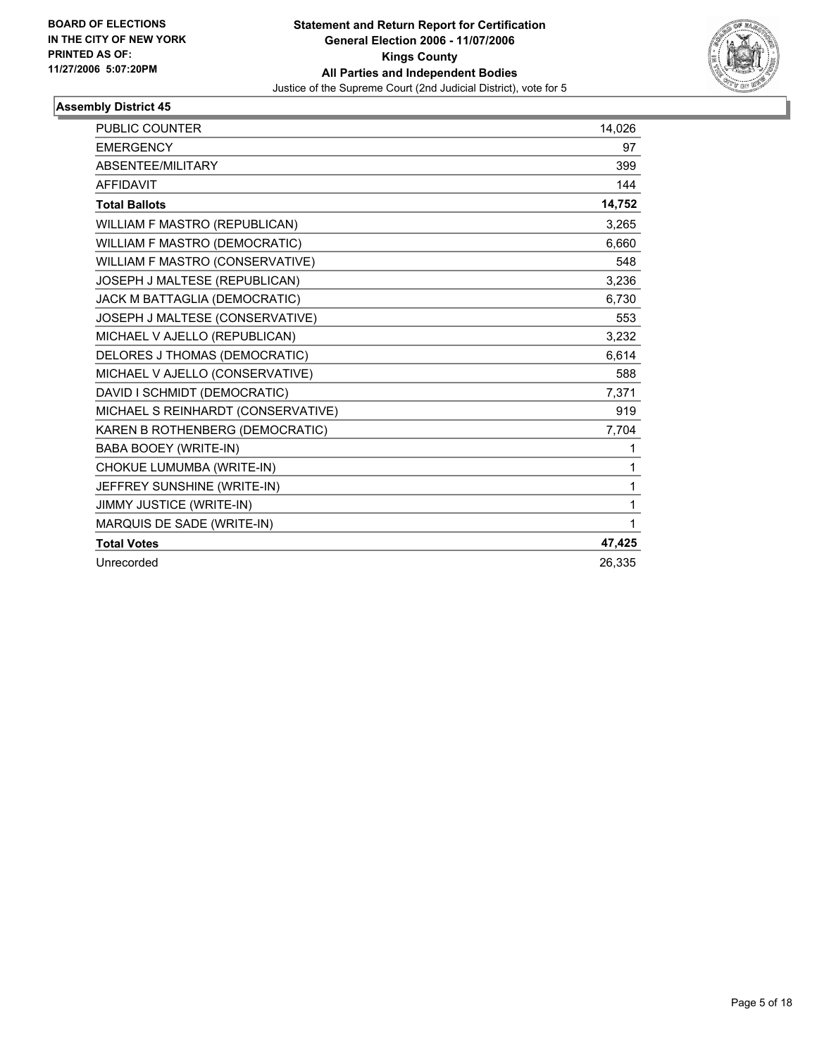**BOARD OF ELECTIONS IN THE CITY OF NEW YORK PRINTED AS OF: 11/27/2006 5:07:20PM**

# Statement and Return Report for Certification
## General Election 2006 - 11/07/2006
## Kings County
## All Parties and Independent Bodies
Justice of the Supreme Court (2nd Judicial District), vote for 5

### Assembly District 45

| | |
|---|---|
| PUBLIC COUNTER | 14,026 |
| EMERGENCY | 97 |
| ABSENTEE/MILITARY | 399 |
| AFFIDAVIT | 144 |
| **Total Ballots** | **14,752** |
| WILLIAM F MASTRO (REPUBLICAN) | 3,265 |
| WILLIAM F MASTRO (DEMOCRATIC) | 6,660 |
| WILLIAM F MASTRO (CONSERVATIVE) | 548 |
| JOSEPH J MALTESE (REPUBLICAN) | 3,236 |
| JACK M BATTAGLIA (DEMOCRATIC) | 6,730 |
| JOSEPH J MALTESE (CONSERVATIVE) | 553 |
| MICHAEL V AJELLO (REPUBLICAN) | 3,232 |
| DELORES J THOMAS (DEMOCRATIC) | 6,614 |
| MICHAEL V AJELLO (CONSERVATIVE) | 588 |
| DAVID I SCHMIDT (DEMOCRATIC) | 7,371 |
| MICHAEL S REINHARDT (CONSERVATIVE) | 919 |
| KAREN B ROTHENBERG (DEMOCRATIC) | 7,704 |
| BABA BOOEY (WRITE-IN) | 1 |
| CHOKUE LUMUMBA (WRITE-IN) | 1 |
| JEFFREY SUNSHINE (WRITE-IN) | 1 |
| JIMMY JUSTICE (WRITE-IN) | 1 |
| MARQUIS DE SADE (WRITE-IN) | 1 |
| **Total Votes** | **47,425** |
| Unrecorded | 26,335 |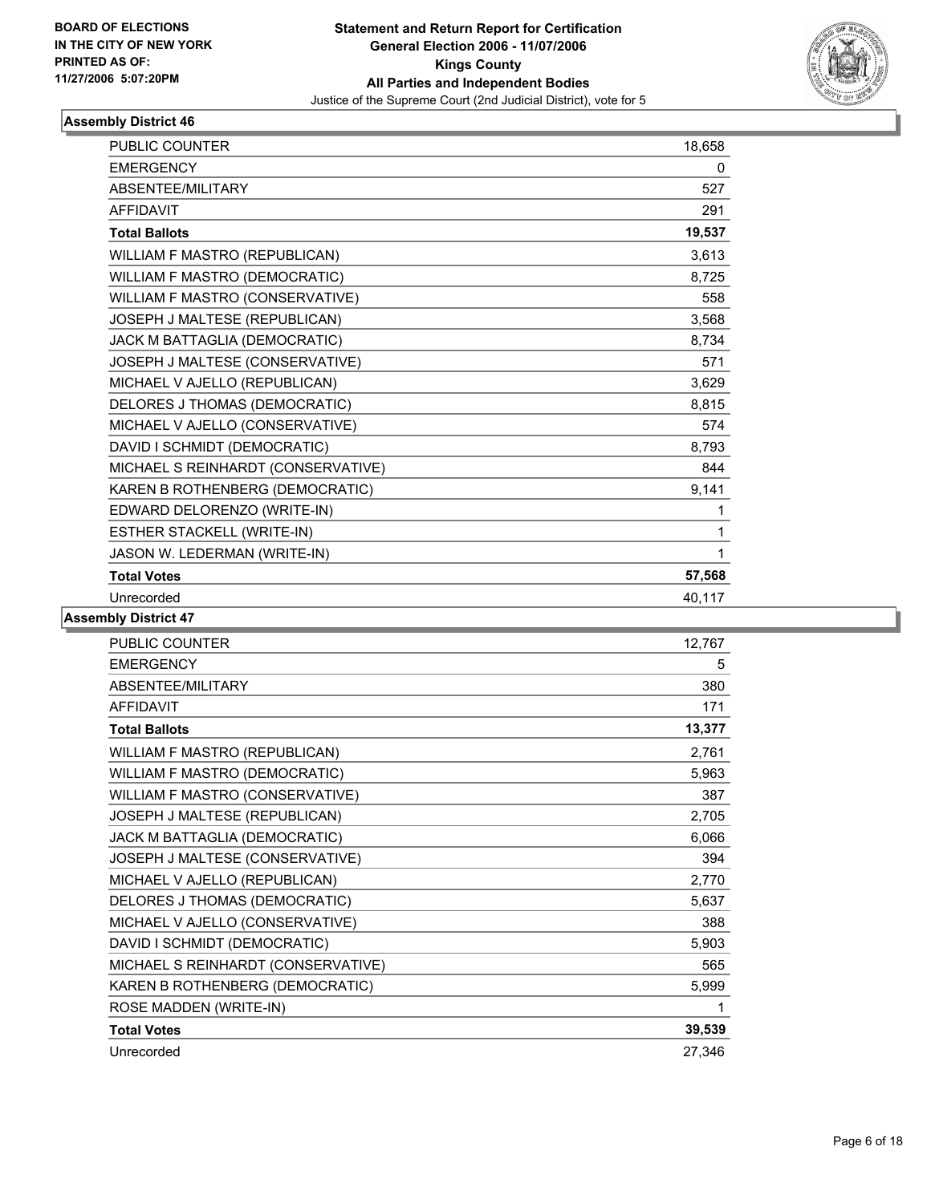**BOARD OF ELECTIONS IN THE CITY OF NEW YORK PRINTED AS OF: 11/27/2006 5:07:20PM**

# Statement and Return Report for Certification
## General Election 2006 - 11/07/2006
## Kings County
## All Parties and Independent Bodies
### Justice of the Supreme Court (2nd Judicial District), vote for 5

### Assembly District 46

| | |
|---|---|
| PUBLIC COUNTER | 18,658 |
| EMERGENCY | 0 |
| ABSENTEE/MILITARY | 527 |
| AFFIDAVIT | 291 |
| **Total Ballots** | **19,537** |
| WILLIAM F MASTRO (REPUBLICAN) | 3,613 |
| WILLIAM F MASTRO (DEMOCRATIC) | 8,725 |
| WILLIAM F MASTRO (CONSERVATIVE) | 558 |
| JOSEPH J MALTESE (REPUBLICAN) | 3,568 |
| JACK M BATTAGLIA (DEMOCRATIC) | 8,734 |
| JOSEPH J MALTESE (CONSERVATIVE) | 571 |
| MICHAEL V AJELLO (REPUBLICAN) | 3,629 |
| DELORES J THOMAS (DEMOCRATIC) | 8,815 |
| MICHAEL V AJELLO (CONSERVATIVE) | 574 |
| DAVID I SCHMIDT (DEMOCRATIC) | 8,793 |
| MICHAEL S REINHARDT (CONSERVATIVE) | 844 |
| KAREN B ROTHENBERG (DEMOCRATIC) | 9,141 |
| EDWARD DELORENZO (WRITE-IN) | 1 |
| ESTHER STACKELL (WRITE-IN) | 1 |
| JASON W. LEDERMAN (WRITE-IN) | 1 |
| **Total Votes** | **57,568** |
| Unrecorded | 40,117 |

### Assembly District 47

| | |
|---|---|
| PUBLIC COUNTER | 12,767 |
| EMERGENCY | 5 |
| ABSENTEE/MILITARY | 380 |
| AFFIDAVIT | 171 |
| **Total Ballots** | **13,377** |
| WILLIAM F MASTRO (REPUBLICAN) | 2,761 |
| WILLIAM F MASTRO (DEMOCRATIC) | 5,963 |
| WILLIAM F MASTRO (CONSERVATIVE) | 387 |
| JOSEPH J MALTESE (REPUBLICAN) | 2,705 |
| JACK M BATTAGLIA (DEMOCRATIC) | 6,066 |
| JOSEPH J MALTESE (CONSERVATIVE) | 394 |
| MICHAEL V AJELLO (REPUBLICAN) | 2,770 |
| DELORES J THOMAS (DEMOCRATIC) | 5,637 |
| MICHAEL V AJELLO (CONSERVATIVE) | 388 |
| DAVID I SCHMIDT (DEMOCRATIC) | 5,903 |
| MICHAEL S REINHARDT (CONSERVATIVE) | 565 |
| KAREN B ROTHENBERG (DEMOCRATIC) | 5,999 |
| ROSE MADDEN (WRITE-IN) | 1 |
| **Total Votes** | **39,539** |
| Unrecorded | 27,346 |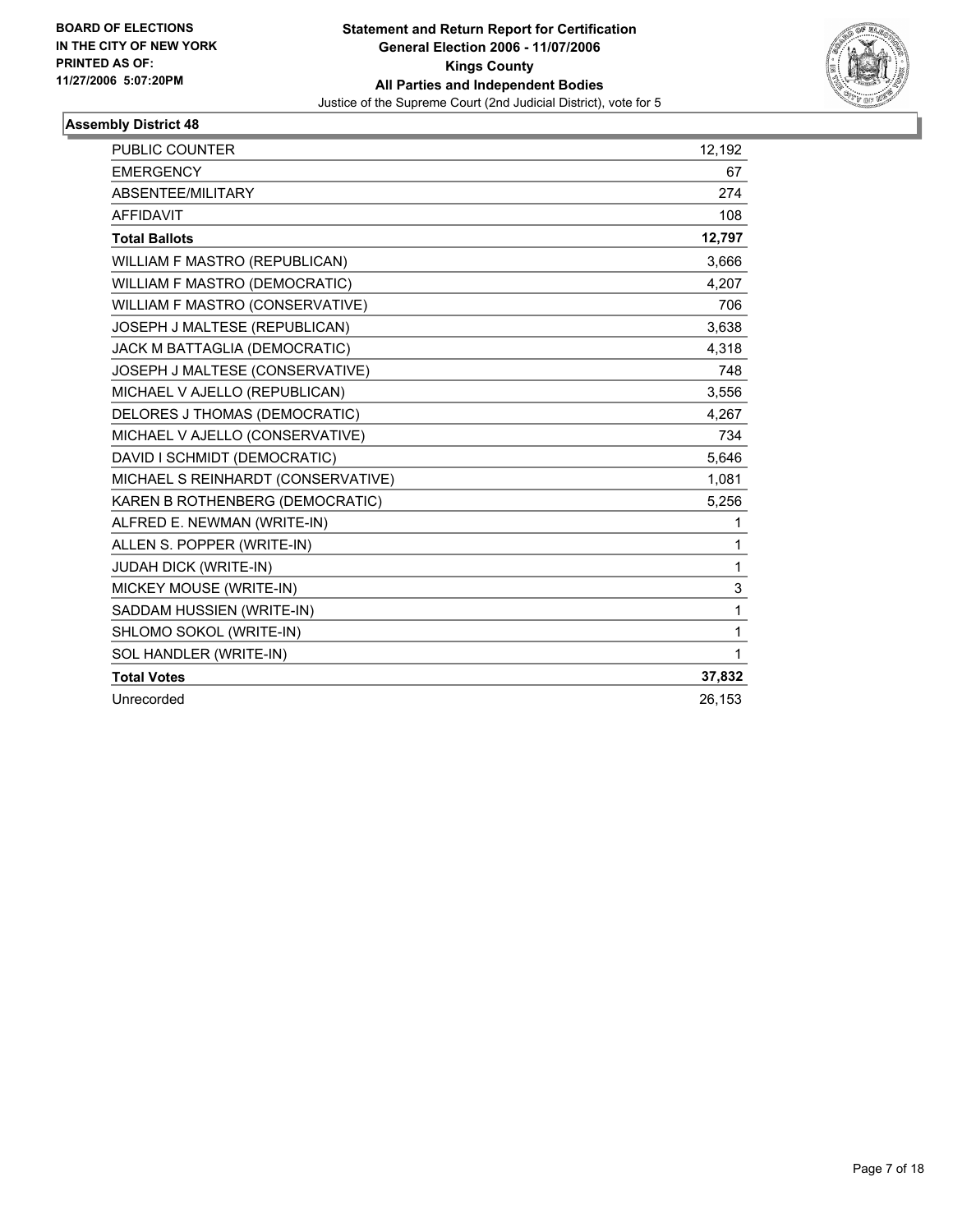**BOARD OF ELECTIONS IN THE CITY OF NEW YORK PRINTED AS OF: 11/27/2006 5:07:20PM**

# Statement and Return Report for Certification
## General Election 2006 - 11/07/2006
## Kings County
## All Parties and Independent Bodies
Justice of the Supreme Court (2nd Judicial District), vote for 5

### Assembly District 48

| | |
|---|---|
| PUBLIC COUNTER | 12,192 |
| EMERGENCY | 67 |
| ABSENTEE/MILITARY | 274 |
| AFFIDAVIT | 108 |
| **Total Ballots** | **12,797** |
| WILLIAM F MASTRO (REPUBLICAN) | 3,666 |
| WILLIAM F MASTRO (DEMOCRATIC) | 4,207 |
| WILLIAM F MASTRO (CONSERVATIVE) | 706 |
| JOSEPH J MALTESE (REPUBLICAN) | 3,638 |
| JACK M BATTAGLIA (DEMOCRATIC) | 4,318 |
| JOSEPH J MALTESE (CONSERVATIVE) | 748 |
| MICHAEL V AJELLO (REPUBLICAN) | 3,556 |
| DELORES J THOMAS (DEMOCRATIC) | 4,267 |
| MICHAEL V AJELLO (CONSERVATIVE) | 734 |
| DAVID I SCHMIDT (DEMOCRATIC) | 5,646 |
| MICHAEL S REINHARDT (CONSERVATIVE) | 1,081 |
| KAREN B ROTHENBERG (DEMOCRATIC) | 5,256 |
| ALFRED E. NEWMAN (WRITE-IN) | 1 |
| ALLEN S. POPPER (WRITE-IN) | 1 |
| JUDAH DICK (WRITE-IN) | 1 |
| MICKEY MOUSE (WRITE-IN) | 3 |
| SADDAM HUSSIEN (WRITE-IN) | 1 |
| SHLOMO SOKOL (WRITE-IN) | 1 |
| SOL HANDLER (WRITE-IN) | 1 |
| **Total Votes** | **37,832** |
| Unrecorded | 26,153 |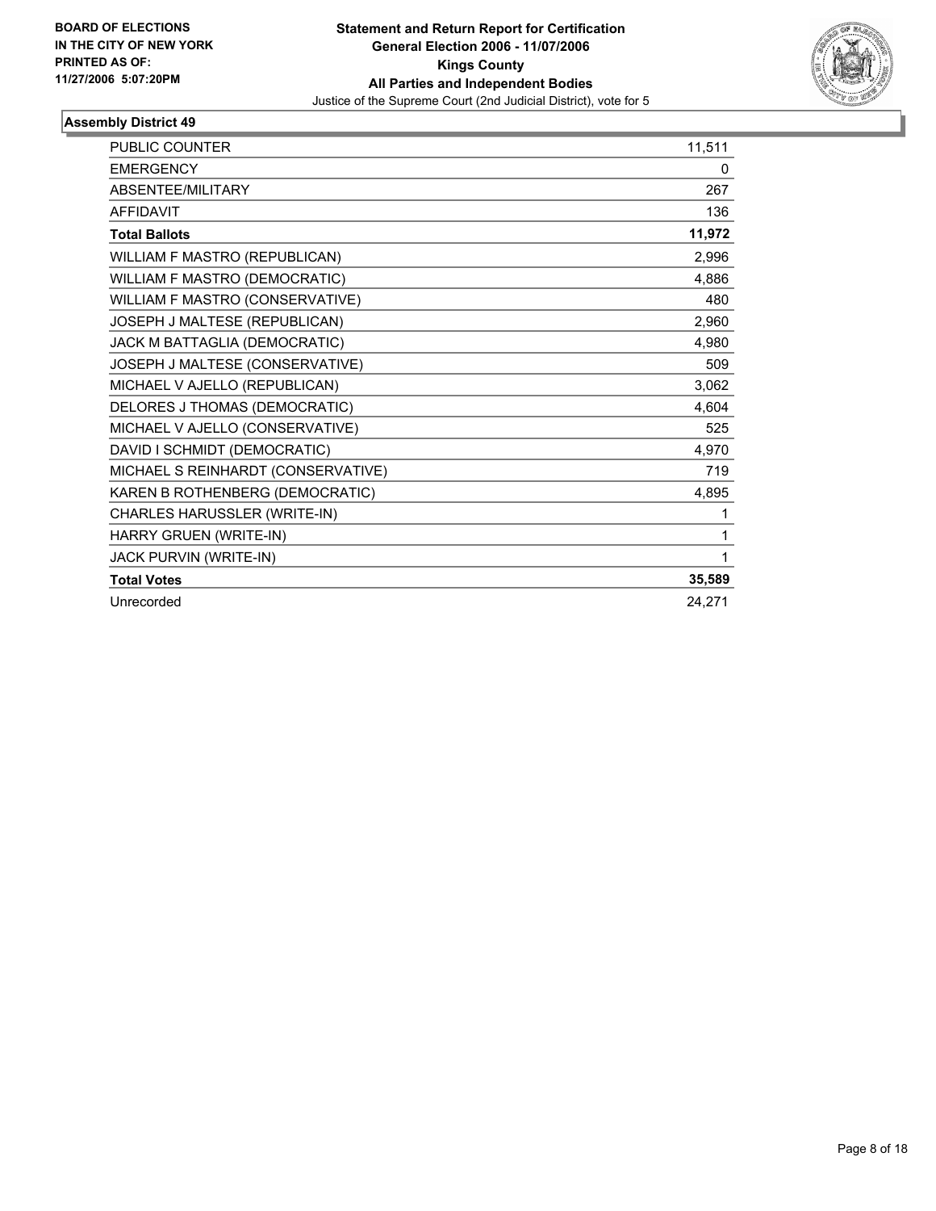**BOARD OF ELECTIONS IN THE CITY OF NEW YORK PRINTED AS OF: 11/27/2006 5:07:20PM**

**Statement and Return Report for Certification**
**General Election 2006 - 11/07/2006**
**Kings County**
**All Parties and Independent Bodies**
Justice of the Supreme Court (2nd Judicial District), vote for 5

### Assembly District 49

| | |
|---|---|
| PUBLIC COUNTER | 11,511 |
| EMERGENCY | 0 |
| ABSENTEE/MILITARY | 267 |
| AFFIDAVIT | 136 |
| **Total Ballots** | **11,972** |
| WILLIAM F MASTRO (REPUBLICAN) | 2,996 |
| WILLIAM F MASTRO (DEMOCRATIC) | 4,886 |
| WILLIAM F MASTRO (CONSERVATIVE) | 480 |
| JOSEPH J MALTESE (REPUBLICAN) | 2,960 |
| JACK M BATTAGLIA (DEMOCRATIC) | 4,980 |
| JOSEPH J MALTESE (CONSERVATIVE) | 509 |
| MICHAEL V AJELLO (REPUBLICAN) | 3,062 |
| DELORES J THOMAS (DEMOCRATIC) | 4,604 |
| MICHAEL V AJELLO (CONSERVATIVE) | 525 |
| DAVID I SCHMIDT (DEMOCRATIC) | 4,970 |
| MICHAEL S REINHARDT (CONSERVATIVE) | 719 |
| KAREN B ROTHENBERG (DEMOCRATIC) | 4,895 |
| CHARLES HARUSSLER (WRITE-IN) | 1 |
| HARRY GRUEN (WRITE-IN) | 1 |
| JACK PURVIN (WRITE-IN) | 1 |
| **Total Votes** | **35,589** |
| Unrecorded | 24,271 |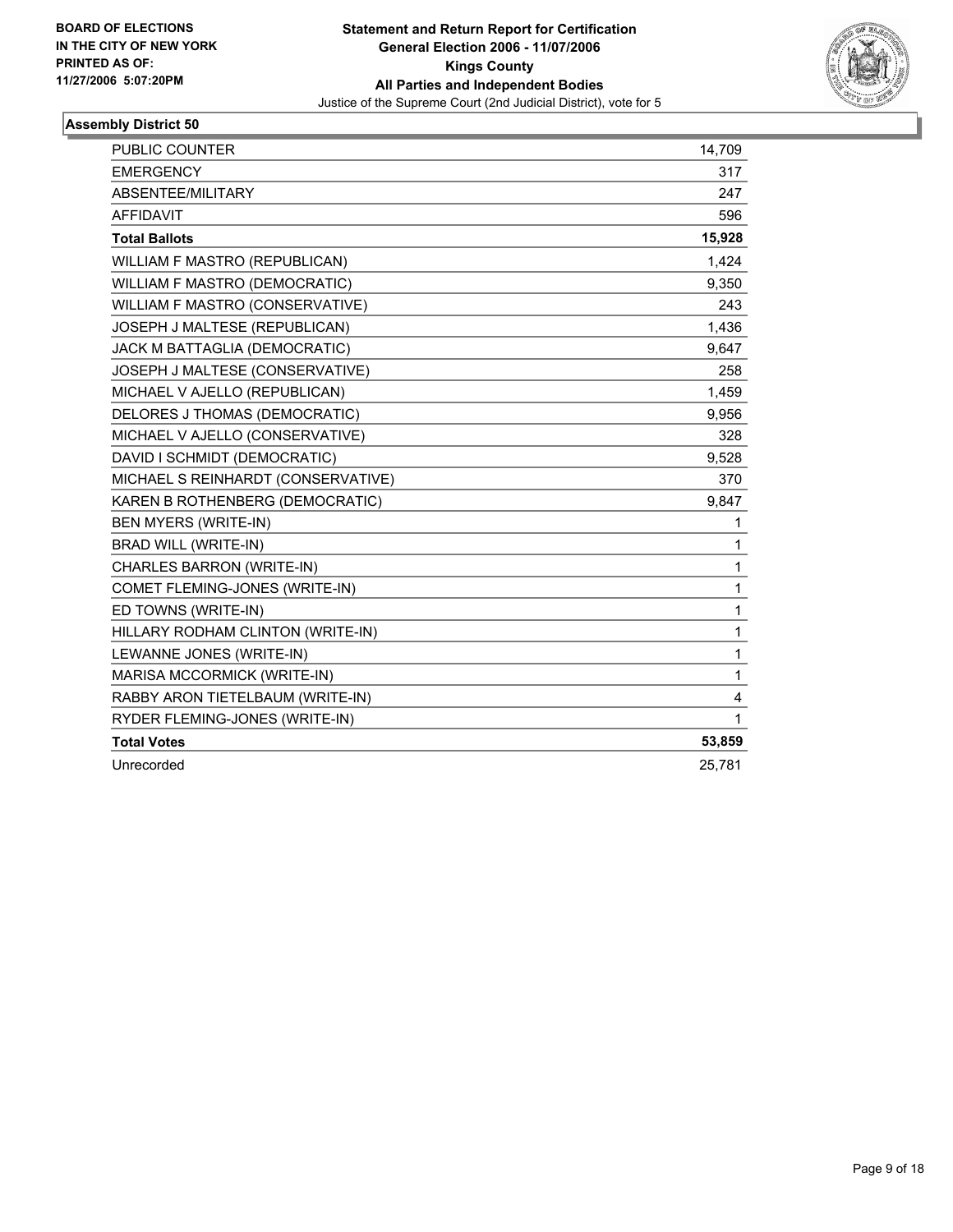BOARD OF ELECTIONS
IN THE CITY OF NEW YORK
PRINTED AS OF:
11/27/2006 5:07:20PM

**Statement and Return Report for Certification**
**General Election 2006 - 11/07/2006**
**Kings County**
**All Parties and Independent Bodies**
Justice of the Supreme Court (2nd Judicial District), vote for 5

## Assembly District 50

| | |
|---|---|
| PUBLIC COUNTER | 14,709 |
| EMERGENCY | 317 |
| ABSENTEE/MILITARY | 247 |
| AFFIDAVIT | 596 |
| **Total Ballots** | **15,928** |
| WILLIAM F MASTRO (REPUBLICAN) | 1,424 |
| WILLIAM F MASTRO (DEMOCRATIC) | 9,350 |
| WILLIAM F MASTRO (CONSERVATIVE) | 243 |
| JOSEPH J MALTESE (REPUBLICAN) | 1,436 |
| JACK M BATTAGLIA (DEMOCRATIC) | 9,647 |
| JOSEPH J MALTESE (CONSERVATIVE) | 258 |
| MICHAEL V AJELLO (REPUBLICAN) | 1,459 |
| DELORES J THOMAS (DEMOCRATIC) | 9,956 |
| MICHAEL V AJELLO (CONSERVATIVE) | 328 |
| DAVID I SCHMIDT (DEMOCRATIC) | 9,528 |
| MICHAEL S REINHARDT (CONSERVATIVE) | 370 |
| KAREN B ROTHENBERG (DEMOCRATIC) | 9,847 |
| BEN MYERS (WRITE-IN) | 1 |
| BRAD WILL (WRITE-IN) | 1 |
| CHARLES BARRON (WRITE-IN) | 1 |
| COMET FLEMING-JONES (WRITE-IN) | 1 |
| ED TOWNS (WRITE-IN) | 1 |
| HILLARY RODHAM CLINTON (WRITE-IN) | 1 |
| LEWANNE JONES (WRITE-IN) | 1 |
| MARISA MCCORMICK (WRITE-IN) | 1 |
| RABBY ARON TIETELBAUM (WRITE-IN) | 4 |
| RYDER FLEMING-JONES (WRITE-IN) | 1 |
| **Total Votes** | **53,859** |
| Unrecorded | 25,781 |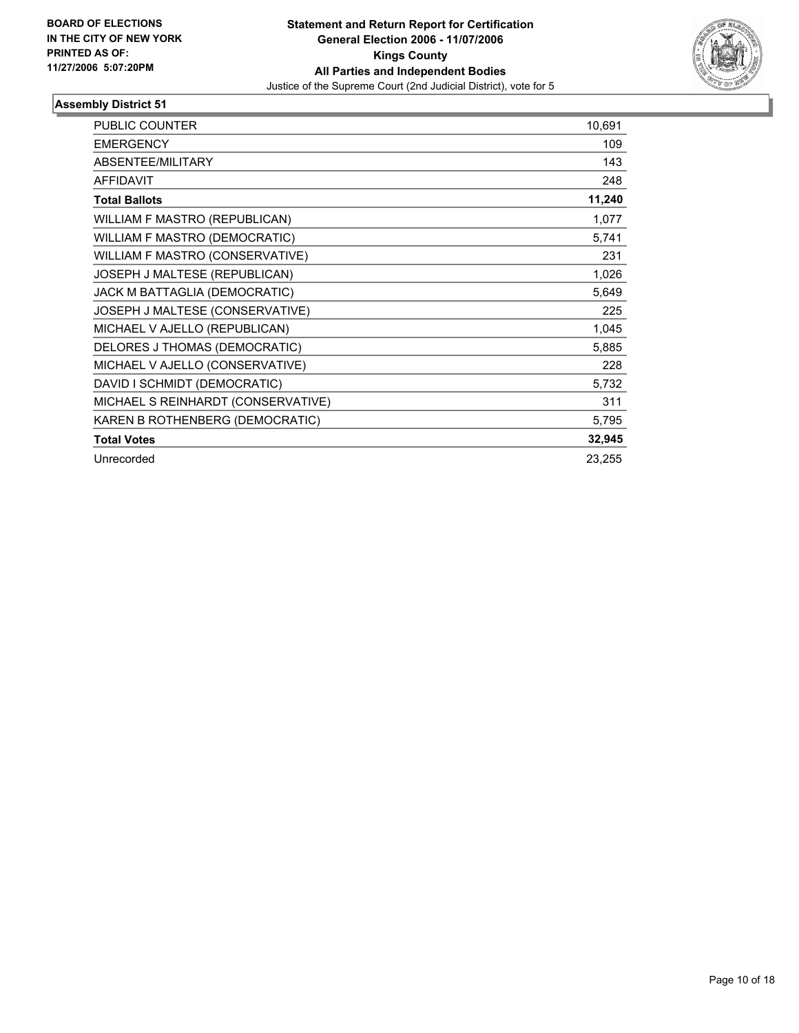**BOARD OF ELECTIONS IN THE CITY OF NEW YORK PRINTED AS OF: 11/27/2006 5:07:20PM**

# Statement and Return Report for Certification
## General Election 2006 - 11/07/2006
## Kings County
## All Parties and Independent Bodies
Justice of the Supreme Court (2nd Judicial District), vote for 5

### Assembly District 51

| | |
|---|---|
| PUBLIC COUNTER | 10,691 |
| EMERGENCY | 109 |
| ABSENTEE/MILITARY | 143 |
| AFFIDAVIT | 248 |
| **Total Ballots** | **11,240** |
| WILLIAM F MASTRO (REPUBLICAN) | 1,077 |
| WILLIAM F MASTRO (DEMOCRATIC) | 5,741 |
| WILLIAM F MASTRO (CONSERVATIVE) | 231 |
| JOSEPH J MALTESE (REPUBLICAN) | 1,026 |
| JACK M BATTAGLIA (DEMOCRATIC) | 5,649 |
| JOSEPH J MALTESE (CONSERVATIVE) | 225 |
| MICHAEL V AJELLO (REPUBLICAN) | 1,045 |
| DELORES J THOMAS (DEMOCRATIC) | 5,885 |
| MICHAEL V AJELLO (CONSERVATIVE) | 228 |
| DAVID I SCHMIDT (DEMOCRATIC) | 5,732 |
| MICHAEL S REINHARDT (CONSERVATIVE) | 311 |
| KAREN B ROTHENBERG (DEMOCRATIC) | 5,795 |
| **Total Votes** | **32,945** |
| Unrecorded | 23,255 |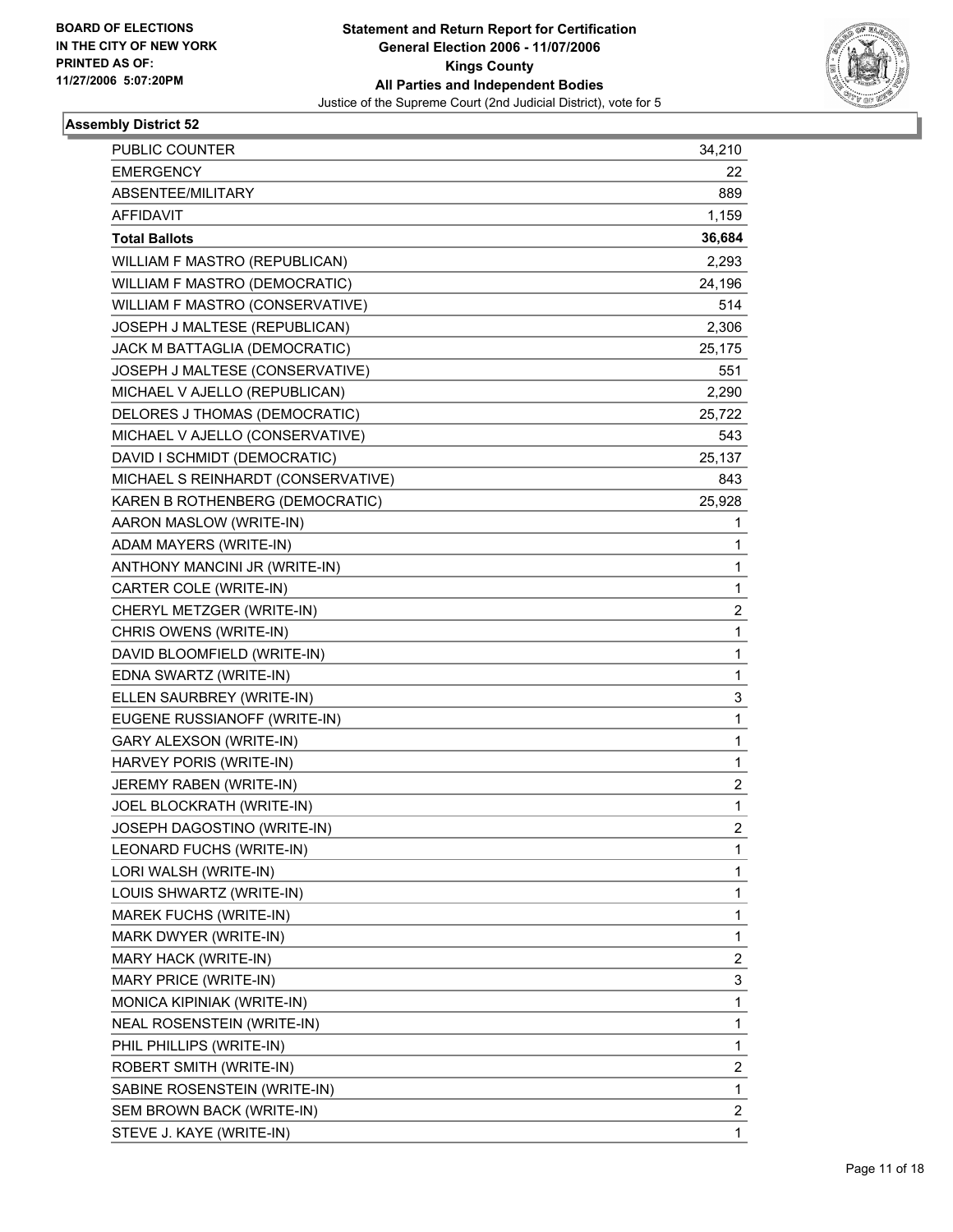BOARD OF ELECTIONS
IN THE CITY OF NEW YORK
PRINTED AS OF:
11/27/2006 5:07:20PM

**Statement and Return Report for Certification**
**General Election 2006 - 11/07/2006**
**Kings County**
**All Parties and Independent Bodies**
Justice of the Supreme Court (2nd Judicial District), vote for 5

## Assembly District 52

| | |
|---|---|
| PUBLIC COUNTER | 34,210 |
| EMERGENCY | 22 |
| ABSENTEE/MILITARY | 889 |
| AFFIDAVIT | 1,159 |
| **Total Ballots** | **36,684** |
| WILLIAM F MASTRO (REPUBLICAN) | 2,293 |
| WILLIAM F MASTRO (DEMOCRATIC) | 24,196 |
| WILLIAM F MASTRO (CONSERVATIVE) | 514 |
| JOSEPH J MALTESE (REPUBLICAN) | 2,306 |
| JACK M BATTAGLIA (DEMOCRATIC) | 25,175 |
| JOSEPH J MALTESE (CONSERVATIVE) | 551 |
| MICHAEL V AJELLO (REPUBLICAN) | 2,290 |
| DELORES J THOMAS (DEMOCRATIC) | 25,722 |
| MICHAEL V AJELLO (CONSERVATIVE) | 543 |
| DAVID I SCHMIDT (DEMOCRATIC) | 25,137 |
| MICHAEL S REINHARDT (CONSERVATIVE) | 843 |
| KAREN B ROTHENBERG (DEMOCRATIC) | 25,928 |
| AARON MASLOW (WRITE-IN) | 1 |
| ADAM MAYERS (WRITE-IN) | 1 |
| ANTHONY MANCINI JR (WRITE-IN) | 1 |
| CARTER COLE (WRITE-IN) | 1 |
| CHERYL METZGER (WRITE-IN) | 2 |
| CHRIS OWENS (WRITE-IN) | 1 |
| DAVID BLOOMFIELD (WRITE-IN) | 1 |
| EDNA SWARTZ (WRITE-IN) | 1 |
| ELLEN SAURBREY (WRITE-IN) | 3 |
| EUGENE RUSSIANOFF (WRITE-IN) | 1 |
| GARY ALEXSON (WRITE-IN) | 1 |
| HARVEY PORIS (WRITE-IN) | 1 |
| JEREMY RABEN (WRITE-IN) | 2 |
| JOEL BLOCKRATH (WRITE-IN) | 1 |
| JOSEPH DAGOSTINO (WRITE-IN) | 2 |
| LEONARD FUCHS (WRITE-IN) | 1 |
| LORI WALSH (WRITE-IN) | 1 |
| LOUIS SHWARTZ (WRITE-IN) | 1 |
| MAREK FUCHS (WRITE-IN) | 1 |
| MARK DWYER (WRITE-IN) | 1 |
| MARY HACK (WRITE-IN) | 2 |
| MARY PRICE (WRITE-IN) | 3 |
| MONICA KIPINIAK (WRITE-IN) | 1 |
| NEAL ROSENSTEIN (WRITE-IN) | 1 |
| PHIL PHILLIPS (WRITE-IN) | 1 |
| ROBERT SMITH (WRITE-IN) | 2 |
| SABINE ROSENSTEIN (WRITE-IN) | 1 |
| SEM BROWN BACK (WRITE-IN) | 2 |
| STEVE J. KAYE (WRITE-IN) | 1 |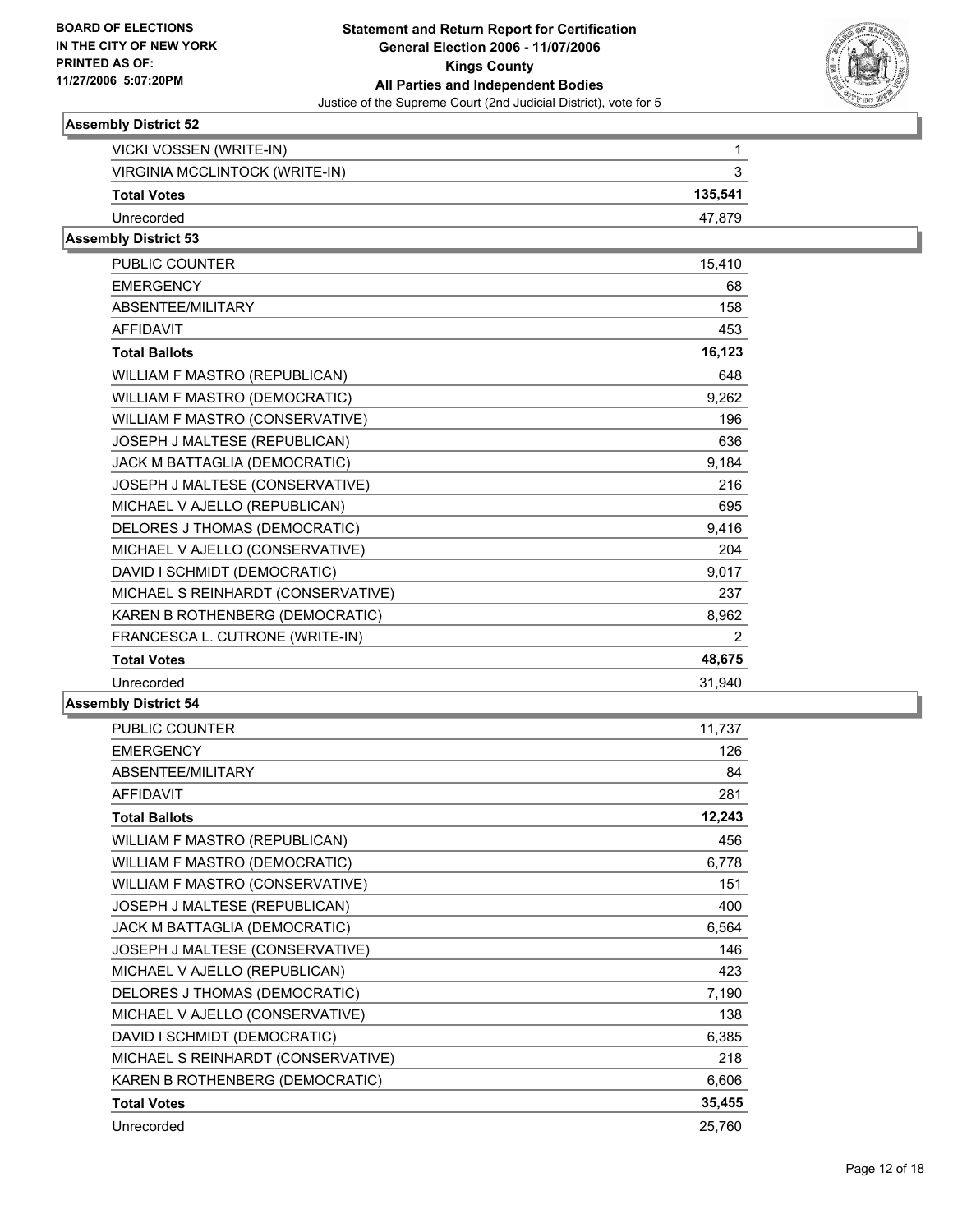**Statement and Return Report for Certification**
**General Election 2006 - 11/07/2006**
**Kings County**
**All Parties and Independent Bodies**
Justice of the Supreme Court (2nd Judicial District), vote for 5

BOARD OF ELECTIONS IN THE CITY OF NEW YORK
PRINTED AS OF: 11/27/2006 5:07:20PM

### Assembly District 52

| | |
|---|---|
| VICKI VOSSEN (WRITE-IN) | 1 |
| VIRGINIA MCCLINTOCK (WRITE-IN) | 3 |
| **Total Votes** | **135,541** |
| Unrecorded | 47,879 |

### Assembly District 53

| | |
|---|---|
| PUBLIC COUNTER | 15,410 |
| EMERGENCY | 68 |
| ABSENTEE/MILITARY | 158 |
| AFFIDAVIT | 453 |
| **Total Ballots** | **16,123** |
| WILLIAM F MASTRO (REPUBLICAN) | 648 |
| WILLIAM F MASTRO (DEMOCRATIC) | 9,262 |
| WILLIAM F MASTRO (CONSERVATIVE) | 196 |
| JOSEPH J MALTESE (REPUBLICAN) | 636 |
| JACK M BATTAGLIA (DEMOCRATIC) | 9,184 |
| JOSEPH J MALTESE (CONSERVATIVE) | 216 |
| MICHAEL V AJELLO (REPUBLICAN) | 695 |
| DELORES J THOMAS (DEMOCRATIC) | 9,416 |
| MICHAEL V AJELLO (CONSERVATIVE) | 204 |
| DAVID I SCHMIDT (DEMOCRATIC) | 9,017 |
| MICHAEL S REINHARDT (CONSERVATIVE) | 237 |
| KAREN B ROTHENBERG (DEMOCRATIC) | 8,962 |
| FRANCESCA L. CUTRONE (WRITE-IN) | 2 |
| **Total Votes** | **48,675** |
| Unrecorded | 31,940 |

### Assembly District 54

| | |
|---|---|
| PUBLIC COUNTER | 11,737 |
| EMERGENCY | 126 |
| ABSENTEE/MILITARY | 84 |
| AFFIDAVIT | 281 |
| **Total Ballots** | **12,243** |
| WILLIAM F MASTRO (REPUBLICAN) | 456 |
| WILLIAM F MASTRO (DEMOCRATIC) | 6,778 |
| WILLIAM F MASTRO (CONSERVATIVE) | 151 |
| JOSEPH J MALTESE (REPUBLICAN) | 400 |
| JACK M BATTAGLIA (DEMOCRATIC) | 6,564 |
| JOSEPH J MALTESE (CONSERVATIVE) | 146 |
| MICHAEL V AJELLO (REPUBLICAN) | 423 |
| DELORES J THOMAS (DEMOCRATIC) | 7,190 |
| MICHAEL V AJELLO (CONSERVATIVE) | 138 |
| DAVID I SCHMIDT (DEMOCRATIC) | 6,385 |
| MICHAEL S REINHARDT (CONSERVATIVE) | 218 |
| KAREN B ROTHENBERG (DEMOCRATIC) | 6,606 |
| **Total Votes** | **35,455** |
| Unrecorded | 25,760 |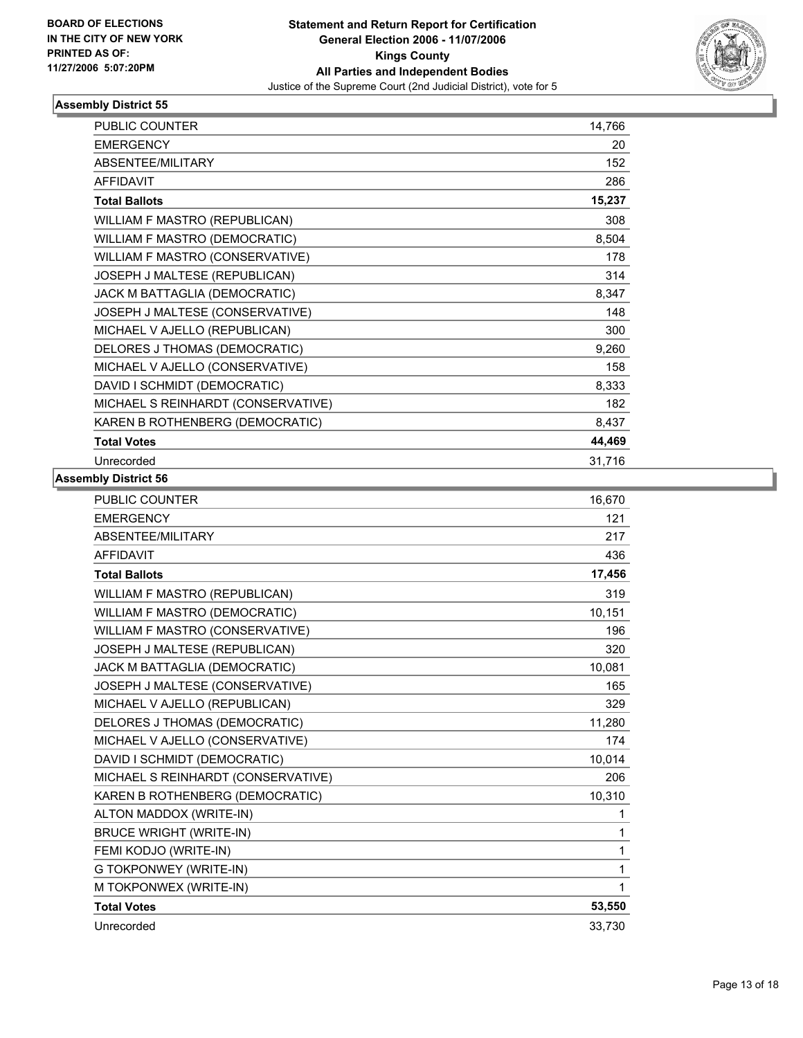BOARD OF ELECTIONS
IN THE CITY OF NEW YORK
PRINTED AS OF:
11/27/2006 5:07:20PM

**Statement and Return Report for Certification**
**General Election 2006 - 11/07/2006**
**Kings County**
**All Parties and Independent Bodies**
Justice of the Supreme Court (2nd Judicial District), vote for 5

## Assembly District 55

| | |
|---|---|
| PUBLIC COUNTER | 14,766 |
| EMERGENCY | 20 |
| ABSENTEE/MILITARY | 152 |
| AFFIDAVIT | 286 |
| **Total Ballots** | **15,237** |
| WILLIAM F MASTRO (REPUBLICAN) | 308 |
| WILLIAM F MASTRO (DEMOCRATIC) | 8,504 |
| WILLIAM F MASTRO (CONSERVATIVE) | 178 |
| JOSEPH J MALTESE (REPUBLICAN) | 314 |
| JACK M BATTAGLIA (DEMOCRATIC) | 8,347 |
| JOSEPH J MALTESE (CONSERVATIVE) | 148 |
| MICHAEL V AJELLO (REPUBLICAN) | 300 |
| DELORES J THOMAS (DEMOCRATIC) | 9,260 |
| MICHAEL V AJELLO (CONSERVATIVE) | 158 |
| DAVID I SCHMIDT (DEMOCRATIC) | 8,333 |
| MICHAEL S REINHARDT (CONSERVATIVE) | 182 |
| KAREN B ROTHENBERG (DEMOCRATIC) | 8,437 |
| **Total Votes** | **44,469** |
| Unrecorded | 31,716 |

## Assembly District 56

| | |
|---|---|
| PUBLIC COUNTER | 16,670 |
| EMERGENCY | 121 |
| ABSENTEE/MILITARY | 217 |
| AFFIDAVIT | 436 |
| **Total Ballots** | **17,456** |
| WILLIAM F MASTRO (REPUBLICAN) | 319 |
| WILLIAM F MASTRO (DEMOCRATIC) | 10,151 |
| WILLIAM F MASTRO (CONSERVATIVE) | 196 |
| JOSEPH J MALTESE (REPUBLICAN) | 320 |
| JACK M BATTAGLIA (DEMOCRATIC) | 10,081 |
| JOSEPH J MALTESE (CONSERVATIVE) | 165 |
| MICHAEL V AJELLO (REPUBLICAN) | 329 |
| DELORES J THOMAS (DEMOCRATIC) | 11,280 |
| MICHAEL V AJELLO (CONSERVATIVE) | 174 |
| DAVID I SCHMIDT (DEMOCRATIC) | 10,014 |
| MICHAEL S REINHARDT (CONSERVATIVE) | 206 |
| KAREN B ROTHENBERG (DEMOCRATIC) | 10,310 |
| ALTON MADDOX (WRITE-IN) | 1 |
| BRUCE WRIGHT (WRITE-IN) | 1 |
| FEMI KODJO (WRITE-IN) | 1 |
| G TOKPONWEY (WRITE-IN) | 1 |
| M TOKPONWEX (WRITE-IN) | 1 |
| **Total Votes** | **53,550** |
| Unrecorded | 33,730 |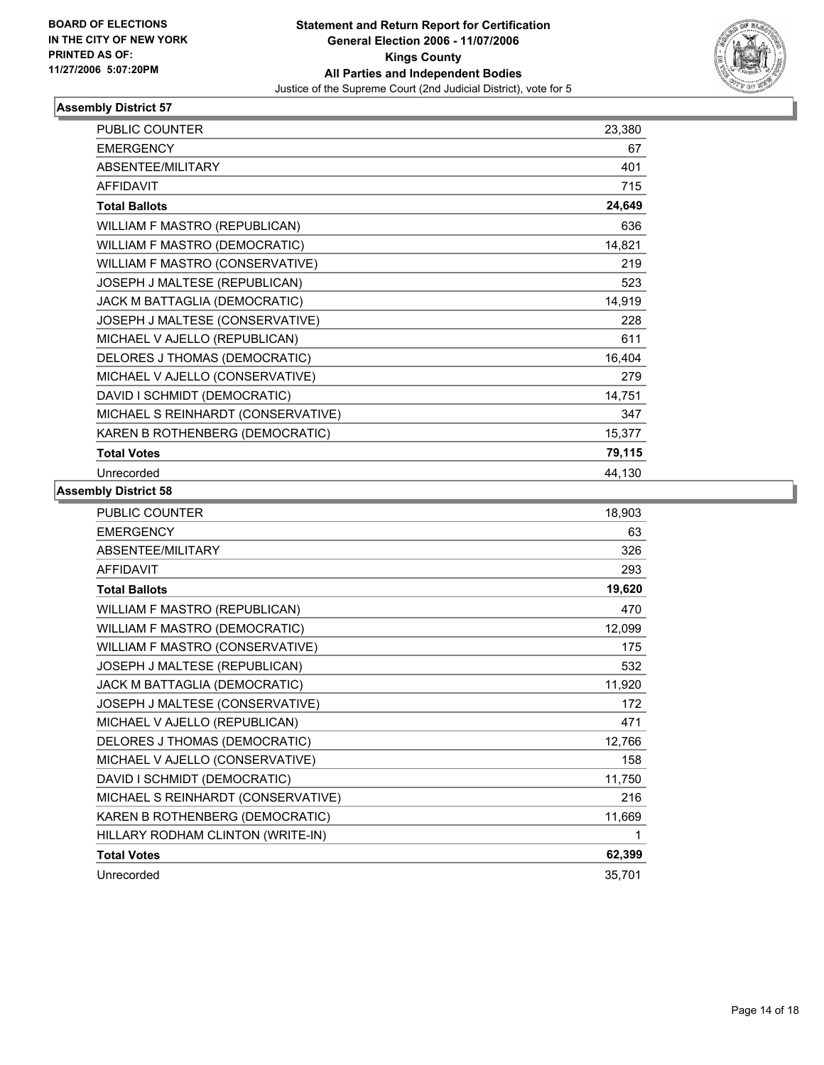**BOARD OF ELECTIONS IN THE CITY OF NEW YORK PRINTED AS OF: 11/27/2006 5:07:20PM**

# Statement and Return Report for Certification
## General Election 2006 - 11/07/2006
## Kings County
## All Parties and Independent Bodies
Justice of the Supreme Court (2nd Judicial District), vote for 5

### Assembly District 57

| | |
|---|---|
| PUBLIC COUNTER | 23,380 |
| EMERGENCY | 67 |
| ABSENTEE/MILITARY | 401 |
| AFFIDAVIT | 715 |
| **Total Ballots** | **24,649** |
| WILLIAM F MASTRO (REPUBLICAN) | 636 |
| WILLIAM F MASTRO (DEMOCRATIC) | 14,821 |
| WILLIAM F MASTRO (CONSERVATIVE) | 219 |
| JOSEPH J MALTESE (REPUBLICAN) | 523 |
| JACK M BATTAGLIA (DEMOCRATIC) | 14,919 |
| JOSEPH J MALTESE (CONSERVATIVE) | 228 |
| MICHAEL V AJELLO (REPUBLICAN) | 611 |
| DELORES J THOMAS (DEMOCRATIC) | 16,404 |
| MICHAEL V AJELLO (CONSERVATIVE) | 279 |
| DAVID I SCHMIDT (DEMOCRATIC) | 14,751 |
| MICHAEL S REINHARDT (CONSERVATIVE) | 347 |
| KAREN B ROTHENBERG (DEMOCRATIC) | 15,377 |
| **Total Votes** | **79,115** |
| Unrecorded | 44,130 |

### Assembly District 58

| | |
|---|---|
| PUBLIC COUNTER | 18,903 |
| EMERGENCY | 63 |
| ABSENTEE/MILITARY | 326 |
| AFFIDAVIT | 293 |
| **Total Ballots** | **19,620** |
| WILLIAM F MASTRO (REPUBLICAN) | 470 |
| WILLIAM F MASTRO (DEMOCRATIC) | 12,099 |
| WILLIAM F MASTRO (CONSERVATIVE) | 175 |
| JOSEPH J MALTESE (REPUBLICAN) | 532 |
| JACK M BATTAGLIA (DEMOCRATIC) | 11,920 |
| JOSEPH J MALTESE (CONSERVATIVE) | 172 |
| MICHAEL V AJELLO (REPUBLICAN) | 471 |
| DELORES J THOMAS (DEMOCRATIC) | 12,766 |
| MICHAEL V AJELLO (CONSERVATIVE) | 158 |
| DAVID I SCHMIDT (DEMOCRATIC) | 11,750 |
| MICHAEL S REINHARDT (CONSERVATIVE) | 216 |
| KAREN B ROTHENBERG (DEMOCRATIC) | 11,669 |
| HILLARY RODHAM CLINTON (WRITE-IN) | 1 |
| **Total Votes** | **62,399** |
| Unrecorded | 35,701 |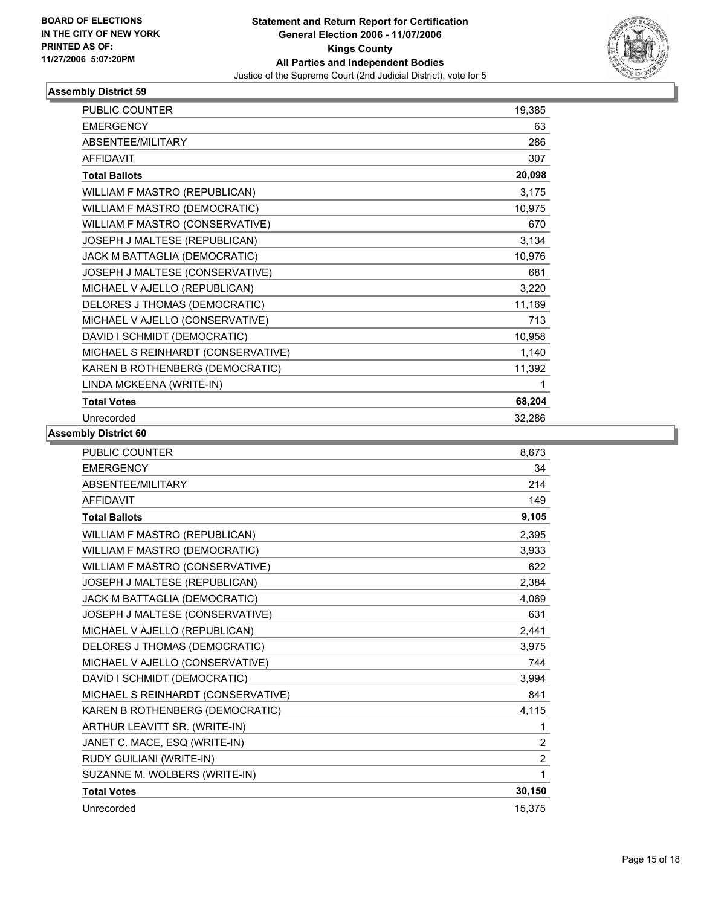**BOARD OF ELECTIONS IN THE CITY OF NEW YORK PRINTED AS OF: 11/27/2006 5:07:20PM**

# Statement and Return Report for Certification
## General Election 2006 - 11/07/2006
## Kings County
## All Parties and Independent Bodies
### Justice of the Supreme Court (2nd Judicial District), vote for 5

### Assembly District 59

| | |
|---|---|
| PUBLIC COUNTER | 19,385 |
| EMERGENCY | 63 |
| ABSENTEE/MILITARY | 286 |
| AFFIDAVIT | 307 |
| **Total Ballots** | **20,098** |
| WILLIAM F MASTRO (REPUBLICAN) | 3,175 |
| WILLIAM F MASTRO (DEMOCRATIC) | 10,975 |
| WILLIAM F MASTRO (CONSERVATIVE) | 670 |
| JOSEPH J MALTESE (REPUBLICAN) | 3,134 |
| JACK M BATTAGLIA (DEMOCRATIC) | 10,976 |
| JOSEPH J MALTESE (CONSERVATIVE) | 681 |
| MICHAEL V AJELLO (REPUBLICAN) | 3,220 |
| DELORES J THOMAS (DEMOCRATIC) | 11,169 |
| MICHAEL V AJELLO (CONSERVATIVE) | 713 |
| DAVID I SCHMIDT (DEMOCRATIC) | 10,958 |
| MICHAEL S REINHARDT (CONSERVATIVE) | 1,140 |
| KAREN B ROTHENBERG (DEMOCRATIC) | 11,392 |
| LINDA MCKEENA (WRITE-IN) | 1 |
| **Total Votes** | **68,204** |
| Unrecorded | 32,286 |

### Assembly District 60

| | |
|---|---|
| PUBLIC COUNTER | 8,673 |
| EMERGENCY | 34 |
| ABSENTEE/MILITARY | 214 |
| AFFIDAVIT | 149 |
| **Total Ballots** | **9,105** |
| WILLIAM F MASTRO (REPUBLICAN) | 2,395 |
| WILLIAM F MASTRO (DEMOCRATIC) | 3,933 |
| WILLIAM F MASTRO (CONSERVATIVE) | 622 |
| JOSEPH J MALTESE (REPUBLICAN) | 2,384 |
| JACK M BATTAGLIA (DEMOCRATIC) | 4,069 |
| JOSEPH J MALTESE (CONSERVATIVE) | 631 |
| MICHAEL V AJELLO (REPUBLICAN) | 2,441 |
| DELORES J THOMAS (DEMOCRATIC) | 3,975 |
| MICHAEL V AJELLO (CONSERVATIVE) | 744 |
| DAVID I SCHMIDT (DEMOCRATIC) | 3,994 |
| MICHAEL S REINHARDT (CONSERVATIVE) | 841 |
| KAREN B ROTHENBERG (DEMOCRATIC) | 4,115 |
| ARTHUR LEAVITT SR. (WRITE-IN) | 1 |
| JANET C. MACE, ESQ (WRITE-IN) | 2 |
| RUDY GUILIANI (WRITE-IN) | 2 |
| SUZANNE M. WOLBERS (WRITE-IN) | 1 |
| **Total Votes** | **30,150** |
| Unrecorded | 15,375 |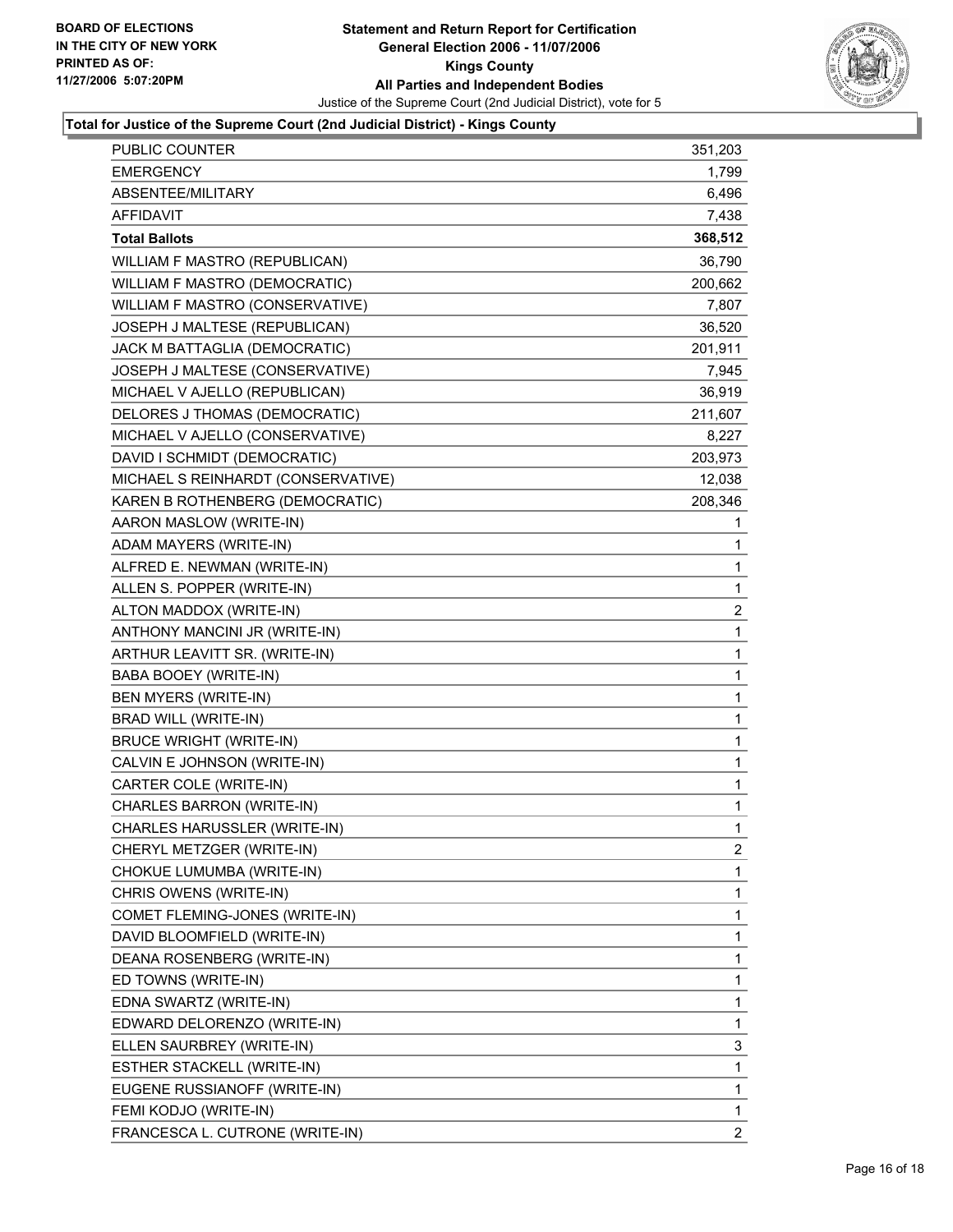**BOARD OF ELECTIONS IN THE CITY OF NEW YORK PRINTED AS OF: 11/27/2006 5:07:20PM**

# Statement and Return Report for Certification
## General Election 2006 - 11/07/2006
## Kings County
## All Parties and Independent Bodies

Justice of the Supreme Court (2nd Judicial District), vote for 5

### Total for Justice of the Supreme Court (2nd Judicial District) - Kings County

| | |
|---|---|
| PUBLIC COUNTER | 351,203 |
| EMERGENCY | 1,799 |
| ABSENTEE/MILITARY | 6,496 |
| AFFIDAVIT | 7,438 |
| **Total Ballots** | **368,512** |
| WILLIAM F MASTRO (REPUBLICAN) | 36,790 |
| WILLIAM F MASTRO (DEMOCRATIC) | 200,662 |
| WILLIAM F MASTRO (CONSERVATIVE) | 7,807 |
| JOSEPH J MALTESE (REPUBLICAN) | 36,520 |
| JACK M BATTAGLIA (DEMOCRATIC) | 201,911 |
| JOSEPH J MALTESE (CONSERVATIVE) | 7,945 |
| MICHAEL V AJELLO (REPUBLICAN) | 36,919 |
| DELORES J THOMAS (DEMOCRATIC) | 211,607 |
| MICHAEL V AJELLO (CONSERVATIVE) | 8,227 |
| DAVID I SCHMIDT (DEMOCRATIC) | 203,973 |
| MICHAEL S REINHARDT (CONSERVATIVE) | 12,038 |
| KAREN B ROTHENBERG (DEMOCRATIC) | 208,346 |
| AARON MASLOW (WRITE-IN) | 1 |
| ADAM MAYERS (WRITE-IN) | 1 |
| ALFRED E. NEWMAN (WRITE-IN) | 1 |
| ALLEN S. POPPER (WRITE-IN) | 1 |
| ALTON MADDOX (WRITE-IN) | 2 |
| ANTHONY MANCINI JR (WRITE-IN) | 1 |
| ARTHUR LEAVITT SR. (WRITE-IN) | 1 |
| BABA BOOEY (WRITE-IN) | 1 |
| BEN MYERS (WRITE-IN) | 1 |
| BRAD WILL (WRITE-IN) | 1 |
| BRUCE WRIGHT (WRITE-IN) | 1 |
| CALVIN E JOHNSON (WRITE-IN) | 1 |
| CARTER COLE (WRITE-IN) | 1 |
| CHARLES BARRON (WRITE-IN) | 1 |
| CHARLES HARUSSLER (WRITE-IN) | 1 |
| CHERYL METZGER (WRITE-IN) | 2 |
| CHOKUE LUMUMBA (WRITE-IN) | 1 |
| CHRIS OWENS (WRITE-IN) | 1 |
| COMET FLEMING-JONES (WRITE-IN) | 1 |
| DAVID BLOOMFIELD (WRITE-IN) | 1 |
| DEANA ROSENBERG (WRITE-IN) | 1 |
| ED TOWNS (WRITE-IN) | 1 |
| EDNA SWARTZ (WRITE-IN) | 1 |
| EDWARD DELORENZO (WRITE-IN) | 1 |
| ELLEN SAURBREY (WRITE-IN) | 3 |
| ESTHER STACKELL (WRITE-IN) | 1 |
| EUGENE RUSSIANOFF (WRITE-IN) | 1 |
| FEMI KODJO (WRITE-IN) | 1 |
| FRANCESCA L. CUTRONE (WRITE-IN) | 2 |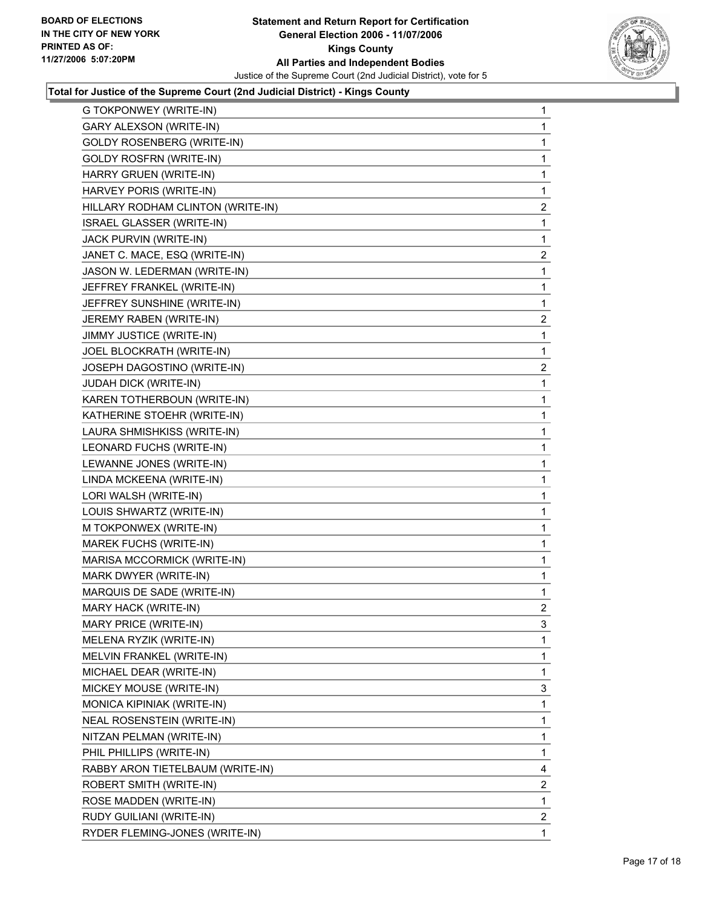**BOARD OF ELECTIONS IN THE CITY OF NEW YORK PRINTED AS OF: 11/27/2006 5:07:20PM**

# Statement and Return Report for Certification
## General Election 2006 - 11/07/2006
## Kings County
## All Parties and Independent Bodies

Justice of the Supreme Court (2nd Judicial District), vote for 5

### Total for Justice of the Supreme Court (2nd Judicial District) - Kings County

| | |
|---|---|
| G TOKPONWEY (WRITE-IN) | 1 |
| GARY ALEXSON (WRITE-IN) | 1 |
| GOLDY ROSENBERG (WRITE-IN) | 1 |
| GOLDY ROSFRN (WRITE-IN) | 1 |
| HARRY GRUEN (WRITE-IN) | 1 |
| HARVEY PORIS (WRITE-IN) | 1 |
| HILLARY RODHAM CLINTON (WRITE-IN) | 2 |
| ISRAEL GLASSER (WRITE-IN) | 1 |
| JACK PURVIN (WRITE-IN) | 1 |
| JANET C. MACE, ESQ (WRITE-IN) | 2 |
| JASON W. LEDERMAN (WRITE-IN) | 1 |
| JEFFREY FRANKEL (WRITE-IN) | 1 |
| JEFFREY SUNSHINE (WRITE-IN) | 1 |
| JEREMY RABEN (WRITE-IN) | 2 |
| JIMMY JUSTICE (WRITE-IN) | 1 |
| JOEL BLOCKRATH (WRITE-IN) | 1 |
| JOSEPH DAGOSTINO (WRITE-IN) | 2 |
| JUDAH DICK (WRITE-IN) | 1 |
| KAREN TOTHERBOUN (WRITE-IN) | 1 |
| KATHERINE STOEHR (WRITE-IN) | 1 |
| LAURA SHMISHKISS (WRITE-IN) | 1 |
| LEONARD FUCHS (WRITE-IN) | 1 |
| LEWANNE JONES (WRITE-IN) | 1 |
| LINDA MCKEENA (WRITE-IN) | 1 |
| LORI WALSH (WRITE-IN) | 1 |
| LOUIS SHWARTZ (WRITE-IN) | 1 |
| M TOKPONWEX (WRITE-IN) | 1 |
| MAREK FUCHS (WRITE-IN) | 1 |
| MARISA MCCORMICK (WRITE-IN) | 1 |
| MARK DWYER (WRITE-IN) | 1 |
| MARQUIS DE SADE (WRITE-IN) | 1 |
| MARY HACK (WRITE-IN) | 2 |
| MARY PRICE (WRITE-IN) | 3 |
| MELENA RYZIK (WRITE-IN) | 1 |
| MELVIN FRANKEL (WRITE-IN) | 1 |
| MICHAEL DEAR (WRITE-IN) | 1 |
| MICKEY MOUSE (WRITE-IN) | 3 |
| MONICA KIPINIAK (WRITE-IN) | 1 |
| NEAL ROSENSTEIN (WRITE-IN) | 1 |
| NITZAN PELMAN (WRITE-IN) | 1 |
| PHIL PHILLIPS (WRITE-IN) | 1 |
| RABBY ARON TIETELBAUM (WRITE-IN) | 4 |
| ROBERT SMITH (WRITE-IN) | 2 |
| ROSE MADDEN (WRITE-IN) | 1 |
| RUDY GUILIANI (WRITE-IN) | 2 |
| RYDER FLEMING-JONES (WRITE-IN) | 1 |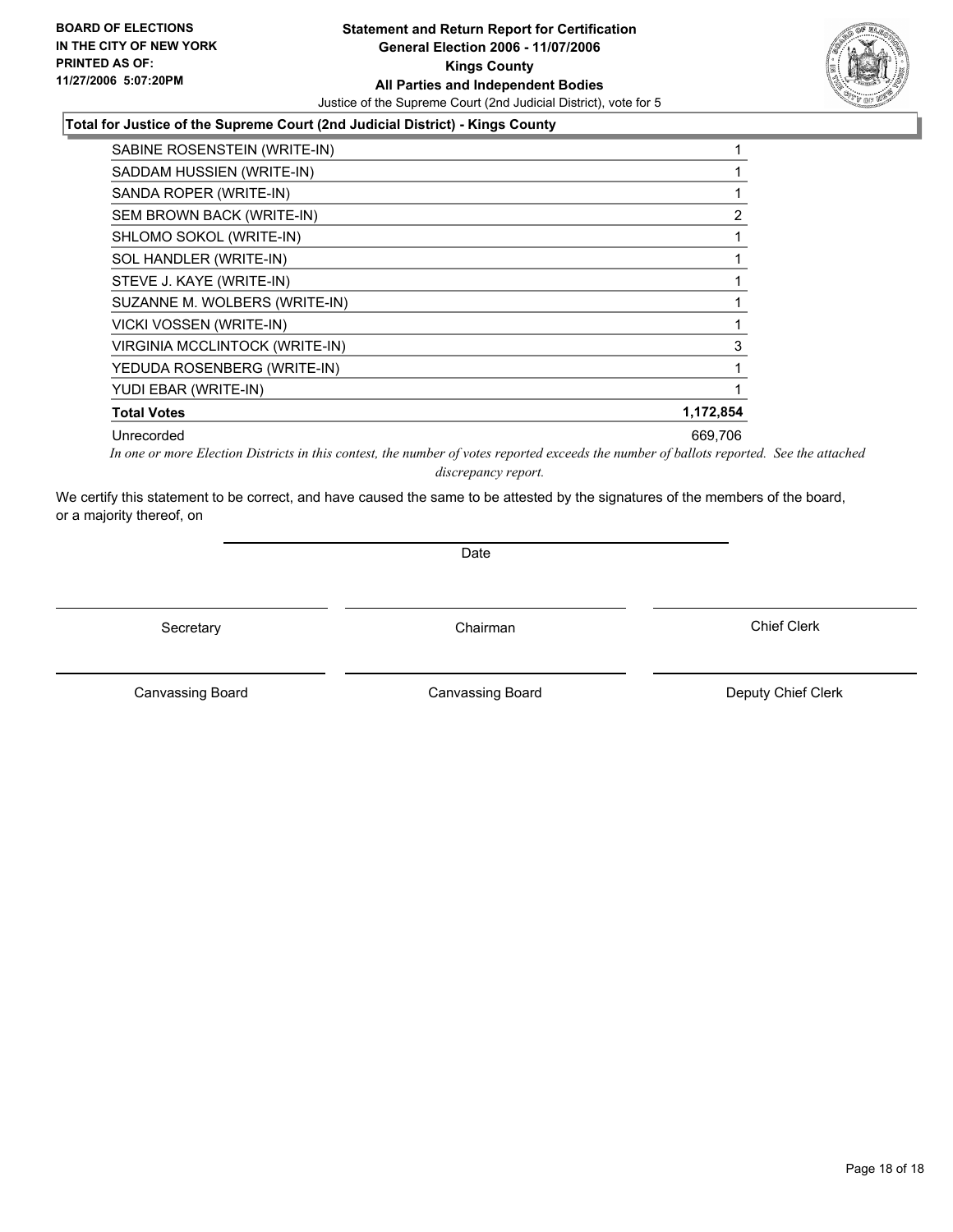**BOARD OF ELECTIONS IN THE CITY OF NEW YORK PRINTED AS OF: 11/27/2006 5:07:20PM**

**Statement and Return Report for Certification General Election 2006 - 11/07/2006 Kings County All Parties and Independent Bodies**

Justice of the Supreme Court (2nd Judicial District), vote for 5

**Total for Justice of the Supreme Court (2nd Judicial District) - Kings County**

| | |
|---|---|
| SABINE ROSENSTEIN (WRITE-IN) | 1 |
| SADDAM HUSSIEN (WRITE-IN) | 1 |
| SANDA ROPER (WRITE-IN) | 1 |
| SEM BROWN BACK (WRITE-IN) | 2 |
| SHLOMO SOKOL (WRITE-IN) | 1 |
| SOL HANDLER (WRITE-IN) | 1 |
| STEVE J. KAYE (WRITE-IN) | 1 |
| SUZANNE M. WOLBERS (WRITE-IN) | 1 |
| VICKI VOSSEN (WRITE-IN) | 1 |
| VIRGINIA MCCLINTOCK (WRITE-IN) | 3 |
| YEDUDA ROSENBERG (WRITE-IN) | 1 |
| YUDI EBAR (WRITE-IN) | 1 |
| **Total Votes** | **1,172,854** |
| Unrecorded | 669,706 |

*In one or more Election Districts in this contest, the number of votes reported exceeds the number of ballots reported. See the attached discrepancy report.*

We certify this statement to be correct, and have caused the same to be attested by the signatures of the members of the board, or a majority thereof, on

Date

Secretary | Chairman | Chief Clerk

Canvassing Board | Canvassing Board | Deputy Chief Clerk